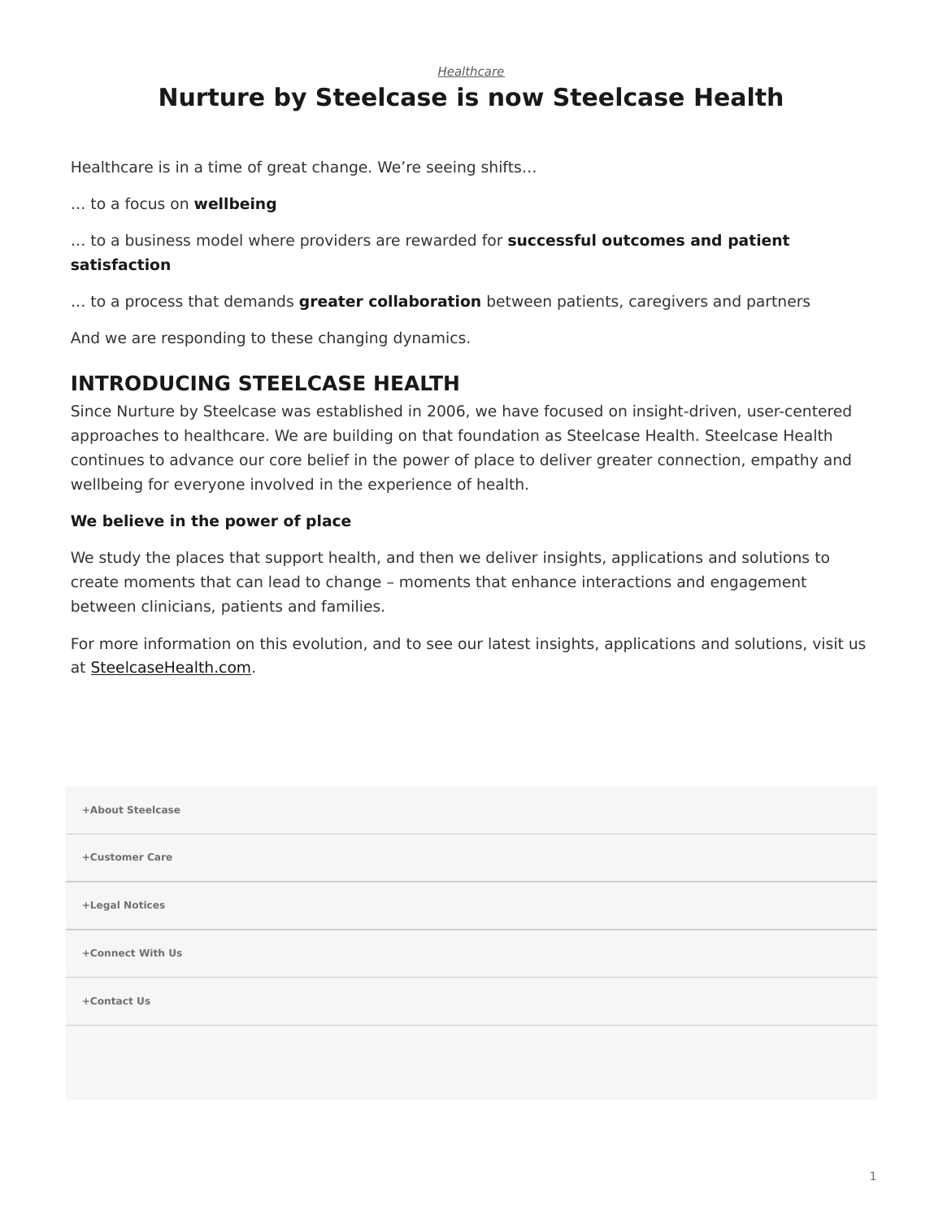*Healthcare*

# Nurture by Steelcase is now Steelcase Health

Healthcare is in a time of great change. We're seeing shifts…

… to a focus on **wellbeing**

… to a business model where providers are rewarded for **successful outcomes and patient satisfaction**

… to a process that demands **greater collaboration** between patients, caregivers and partners

And we are responding to these changing dynamics.

## INTRODUCING STEELCASE HEALTH

Since Nurture by Steelcase was established in 2006, we have focused on insight-driven, user-centered approaches to healthcare. We are building on that foundation as Steelcase Health. Steelcase Health continues to advance our core belief in the power of place to deliver greater connection, empathy and wellbeing for everyone involved in the experience of health.

**We believe in the power of place**

We study the places that support health, and then we deliver insights, applications and solutions to create moments that can lead to change – moments that enhance interactions and engagement between clinicians, patients and families.

For more information on this evolution, and to see our latest insights, applications and solutions, visit us at SteelcaseHealth.com.

+About Steelcase

+Customer Care

+Legal Notices

+Connect With Us

+Contact Us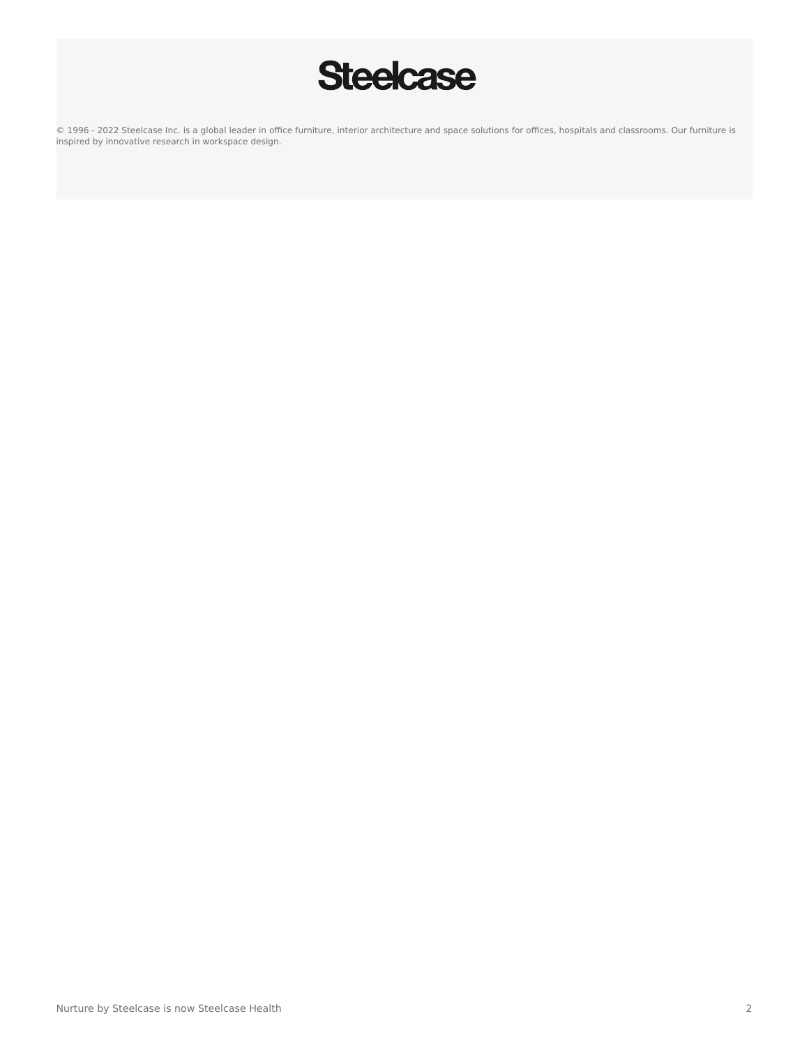Steelcase

© 1996 - 2022 Steelcase Inc. is a global leader in office furniture, interior architecture and space solutions for offices, hospitals and classrooms. Our furniture is inspired by innovative research in workspace design.